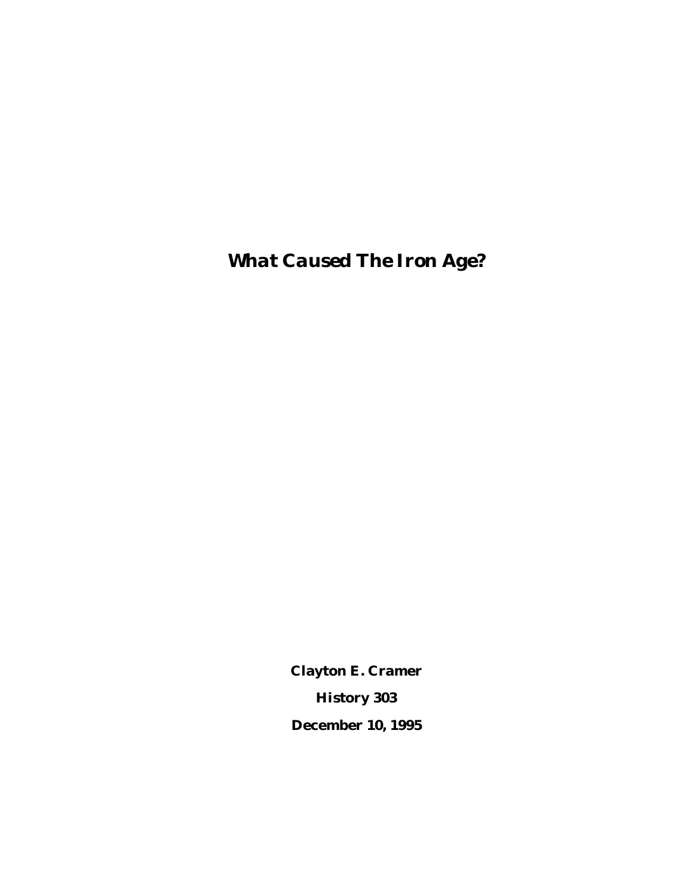# What Caused The Iron Age?

**Clayton E. Cramer**

**History 303**

**December 10, 1995**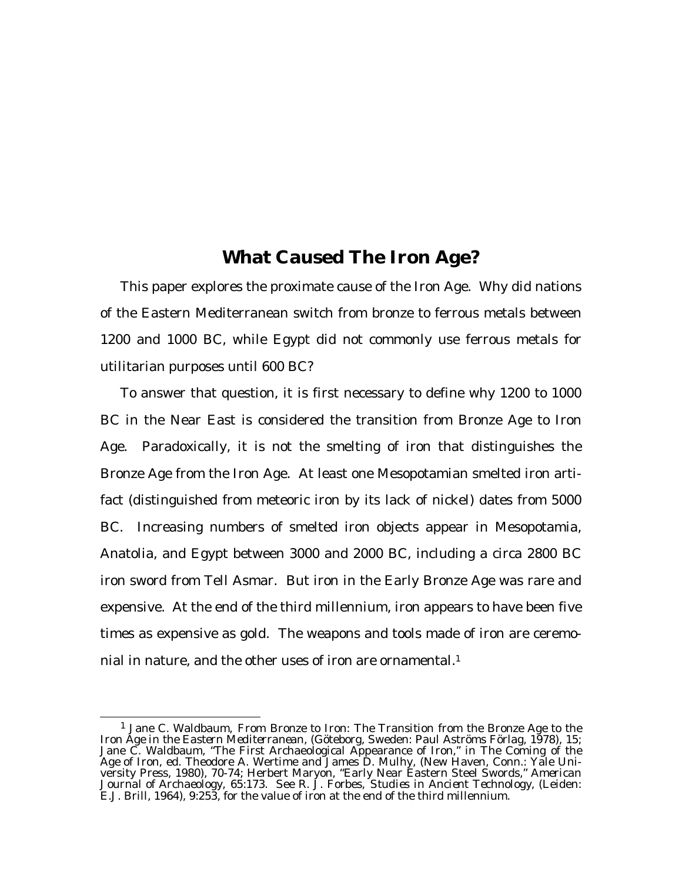# What Caused The Iron Age?

This paper explores the proximate cause of the Iron Age. Why did nations of the Eastern Mediterranean switch from bronze to ferrous metals between 1200 and 1000 BC, while Egypt did not commonly use ferrous metals for utilitarian purposes until 600 BC?

To answer that question, it is first necessary to define why 1200 to 1000 BC in the Near East is considered the transition from Bronze Age to Iron Age. Paradoxically, it is not the smelting of iron that distinguishes the Bronze Age from the Iron Age. At least one Mesopotamian smelted iron artifact (distinguished from meteoric iron by its lack of nickel) dates from 5000 BC. Increasing numbers of smelted iron objects appear in Mesopotamia, Anatolia, and Egypt between 3000 and 2000 BC, including a circa 2800 BC iron sword from Tell Asmar. But iron in the Early Bronze Age was rare and expensive. At the end of the third millennium, iron appears to have been five times as expensive as gold. The weapons and tools made of iron are ceremonial in nature, and the other uses of iron are ornamental.[1]

---

[1] Jane C. Waldbaum, *From Bronze to Iron: The Transition from the Bronze Age to the Iron Age in the Eastern Mediterranean*, (Göteborg, Sweden: Paul Aströms Förlag, 1978), 15; Jane C. Waldbaum, "The First Archaeological Appearance of Iron," in *The Coming of the Age of Iron*, ed. Theodore A. Wertime and James D. Mulhy, (New Haven, Conn.: Yale University Press, 1980), 70-74; Herbert Maryon, "Early Near Eastern Steel Swords," *American Journal of Archaeology*, 65:173. See R. J. Forbes, *Studies in Ancient Technology*, (Leiden: E.J. Brill, 1964), 9:253, for the value of iron at the end of the third millennium.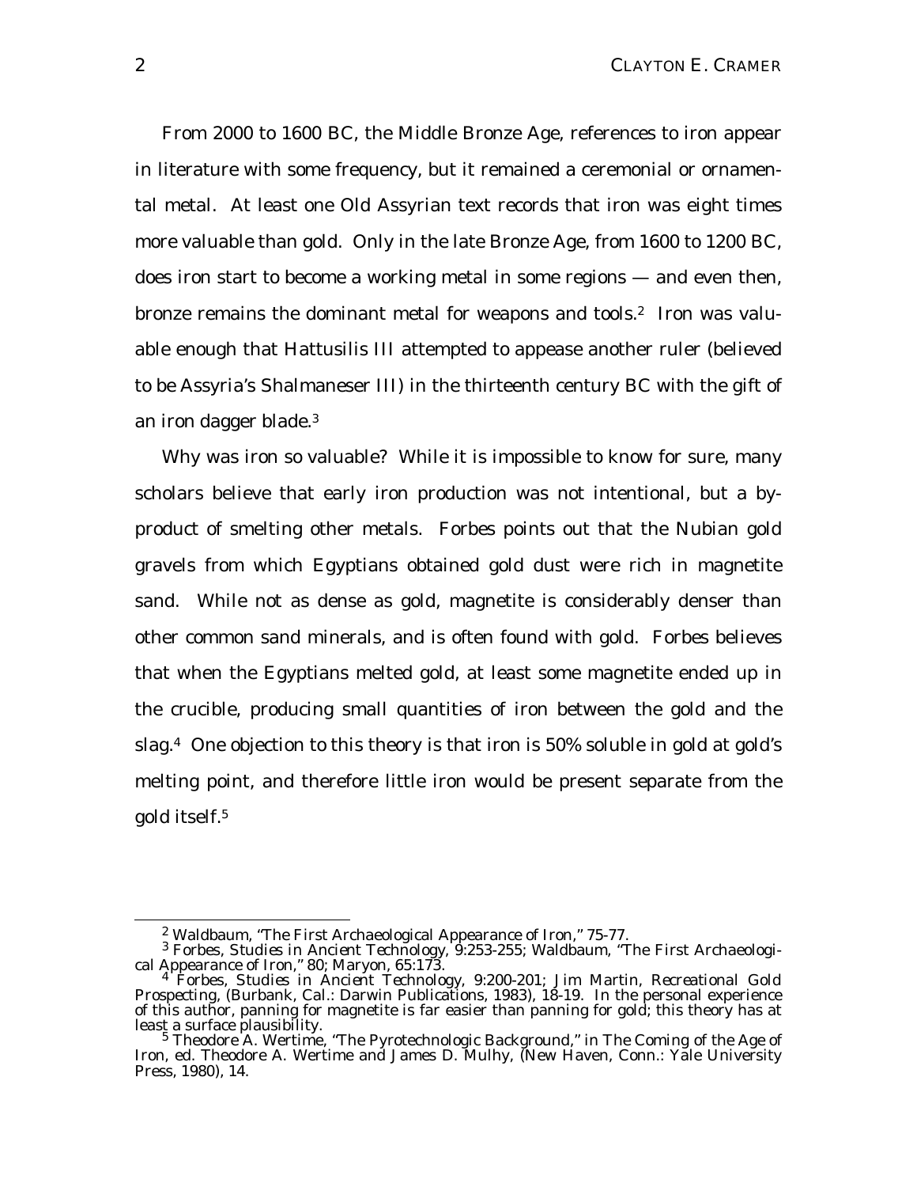From 2000 to 1600 BC, the Middle Bronze Age, references to iron appear in literature with some frequency, but it remained a ceremonial or ornamental metal. At least one Old Assyrian text records that iron was eight times more valuable than gold. Only in the late Bronze Age, from 1600 to 1200 BC, does iron start to become a working metal in some regions — and even then, bronze remains the dominant metal for weapons and tools.[2] Iron was valuable enough that Hattusilis III attempted to appease another ruler (believed to be Assyria's Shalmaneser III) in the thirteenth century BC with the gift of an iron dagger blade.[3]

Why was iron so valuable? While it is impossible to know for sure, many scholars believe that early iron production was not intentional, but a by-product of smelting other metals. Forbes points out that the Nubian gold gravels from which Egyptians obtained gold dust were rich in magnetite sand. While not as dense as gold, magnetite is considerably denser than other common sand minerals, and is often found with gold. Forbes believes that when the Egyptians melted gold, at least some magnetite ended up in the crucible, producing small quantities of iron between the gold and the slag.[4] One objection to this theory is that iron is 50% soluble in gold at gold's melting point, and therefore little iron would be present separate from the gold itself.[5]

---

[2] Waldbaum, "The First Archaeological Appearance of Iron," 75-77.

[3] Forbes, *Studies in Ancient Technology*, 9:253-255; Waldbaum, "The First Archaeological Appearance of Iron," 80; Maryon, 65:173.

[4] Forbes, *Studies in Ancient Technology*, 9:200-201; Jim Martin, *Recreational Gold Prospecting*, (Burbank, Cal.: Darwin Publications, 1983), 18-19. In the personal experience of this author, panning for magnetite is far easier than panning for gold; this theory has at least a surface plausibility.

[5] Theodore A. Wertime, "The Pyrotechnologic Background," in *The Coming of the Age of Iron*, ed. Theodore A. Wertime and James D. Mulhy, (New Haven, Conn.: Yale University Press, 1980), 14.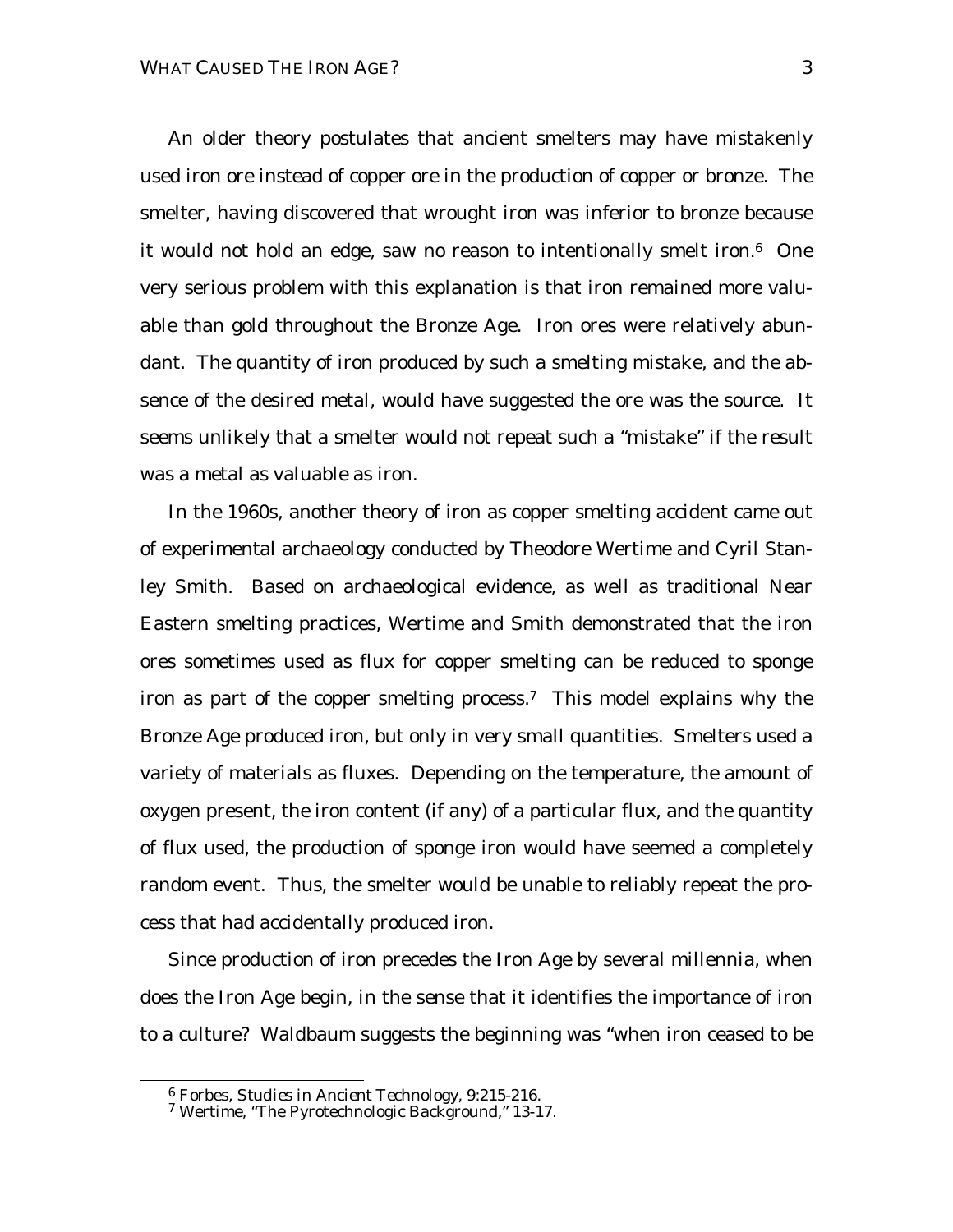An older theory postulates that ancient smelters may have mistakenly used iron ore instead of copper ore in the production of copper or bronze. The smelter, having discovered that wrought iron was inferior to bronze because it would not hold an edge, saw no reason to intentionally smelt iron.[6] One very serious problem with this explanation is that iron remained more valuable than gold throughout the Bronze Age. Iron ores were relatively abundant. The quantity of iron produced by such a smelting mistake, and the absence of the desired metal, would have suggested the ore was the source. It seems unlikely that a smelter would not repeat such a "mistake" if the result was a metal as valuable as iron.

In the 1960s, another theory of iron as copper smelting accident came out of experimental archaeology conducted by Theodore Wertime and Cyril Stanley Smith. Based on archaeological evidence, as well as traditional Near Eastern smelting practices, Wertime and Smith demonstrated that the iron ores sometimes used as flux for copper smelting can be reduced to sponge iron as part of the copper smelting process.[7] This model explains why the Bronze Age produced iron, but only in very small quantities. Smelters used a variety of materials as fluxes. Depending on the temperature, the amount of oxygen present, the iron content (if any) of a particular flux, and the quantity of flux used, the production of sponge iron would have seemed a completely random event. Thus, the smelter would be unable to reliably repeat the process that had accidentally produced iron.

Since production of iron precedes the Iron Age by several millennia, when does the Iron Age begin, in the sense that it identifies the importance of iron to a culture? Waldbaum suggests the beginning was "when iron ceased to be

---

[6] Forbes, *Studies in Ancient Technology*, 9:215-216.

[7] Wertime, "The Pyrotechnologic Background," 13-17.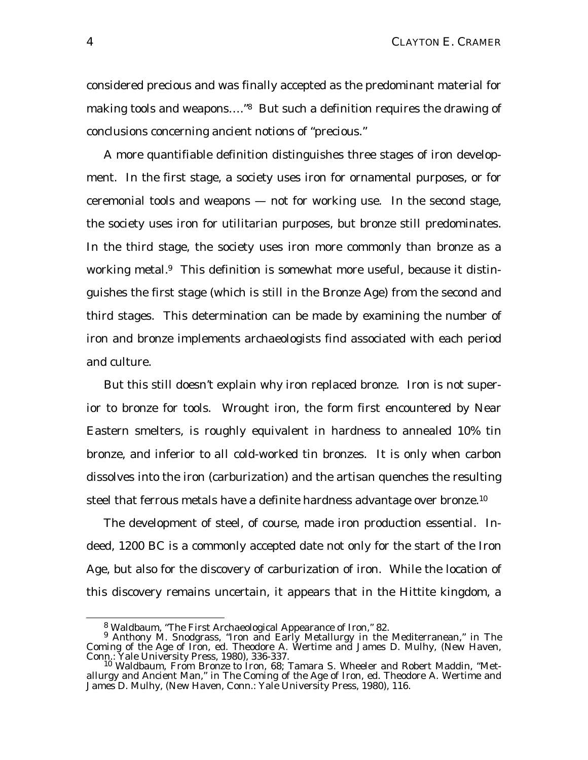considered precious and was finally accepted as the predominant material for making tools and weapons…."[8] But such a definition requires the drawing of conclusions concerning ancient notions of "precious."

A more quantifiable definition distinguishes three stages of iron development. In the first stage, a society uses iron for ornamental purposes, or for ceremonial tools and weapons — not for working use. In the second stage, the society uses iron for utilitarian purposes, but bronze still predominates. In the third stage, the society uses iron more commonly than bronze as a working metal.[9] This definition is somewhat more useful, because it distinguishes the first stage (which is still in the Bronze Age) from the second and third stages. This determination can be made by examining the number of iron and bronze implements archaeologists find associated with each period and culture.

But this still doesn't explain why iron replaced bronze. Iron is not superior to bronze for tools. Wrought iron, the form first encountered by Near Eastern smelters, is roughly equivalent in hardness to annealed 10% tin bronze, and inferior to all cold-worked tin bronzes. It is only when carbon dissolves into the iron (carburization) and the artisan quenches the resulting steel that ferrous metals have a definite hardness advantage over bronze.[10]

The development of steel, of course, made iron production essential. Indeed, 1200 BC is a commonly accepted date not only for the start of the Iron Age, but also for the discovery of carburization of iron. While the location of this discovery remains uncertain, it appears that in the Hittite kingdom, a

---

[8] Waldbaum, "The First Archaeological Appearance of Iron," 82.

[9] Anthony M. Snodgrass, "Iron and Early Metallurgy in the Mediterranean," in *The Coming of the Age of Iron*, ed. Theodore A. Wertime and James D. Mulhy, (New Haven, Conn.: Yale University Press, 1980), 336-337.

[10] Waldbaum, *From Bronze to Iron*, 68; Tamara S. Wheeler and Robert Maddin, "Metallurgy and Ancient Man," in *The Coming of the Age of Iron*, ed. Theodore A. Wertime and James D. Mulhy, (New Haven, Conn.: Yale University Press, 1980), 116.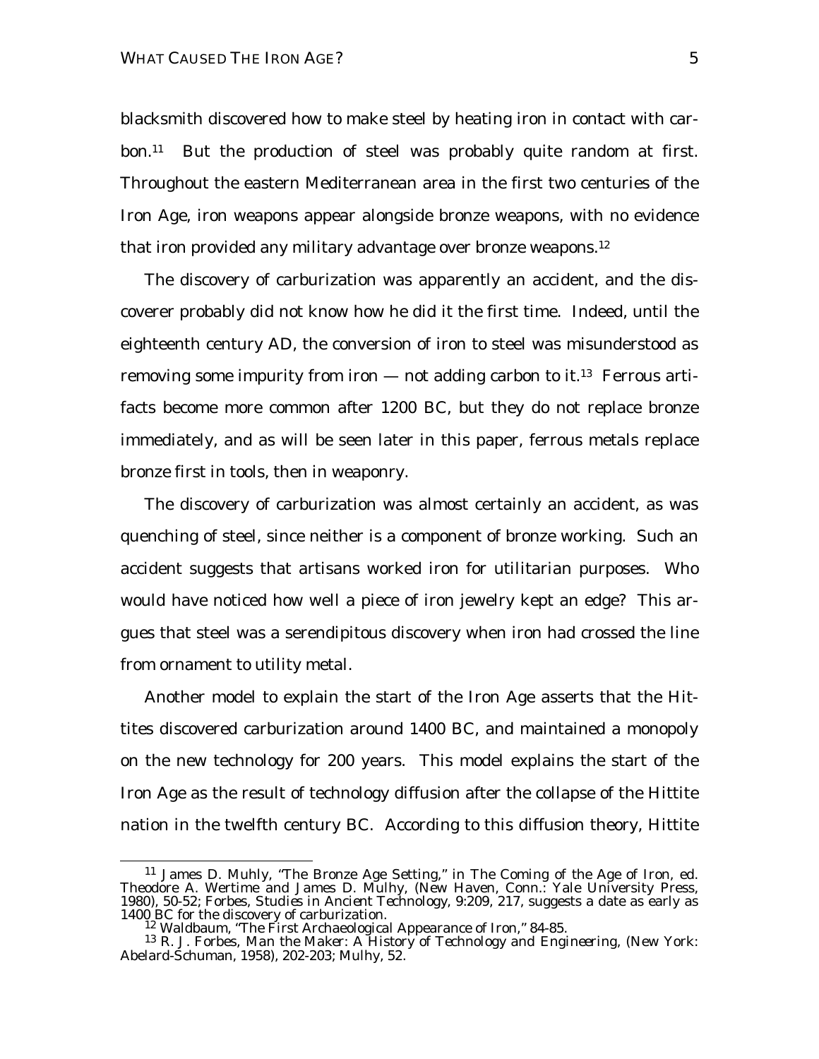blacksmith discovered how to make steel by heating iron in contact with carbon.[11] But the production of steel was probably quite random at first. Throughout the eastern Mediterranean area in the first two centuries of the Iron Age, iron weapons appear alongside bronze weapons, with no evidence that iron provided any military advantage over bronze weapons.[12]

The discovery of carburization was apparently an accident, and the discoverer probably did not know how he did it the first time. Indeed, until the eighteenth century AD, the conversion of iron to steel was misunderstood as removing some impurity from iron — not adding carbon to it.[13] Ferrous artifacts become more common after 1200 BC, but they do not replace bronze immediately, and as will be seen later in this paper, ferrous metals replace bronze first in tools, then in weaponry.

The discovery of carburization was almost certainly an accident, as was quenching of steel, since neither is a component of bronze working. Such an accident suggests that artisans worked iron for utilitarian purposes. Who would have noticed how well a piece of iron jewelry kept an edge? This argues that steel was a serendipitous discovery when iron had crossed the line from ornament to utility metal.

Another model to explain the start of the Iron Age asserts that the Hittites discovered carburization around 1400 BC, and maintained a monopoly on the new technology for 200 years. This model explains the start of the Iron Age as the result of technology diffusion after the collapse of the Hittite nation in the twelfth century BC. According to this diffusion theory, Hittite

---

[11] James D. Muhly, "The Bronze Age Setting," in *The Coming of the Age of Iron*, ed. Theodore A. Wertime and James D. Mulhy, (New Haven, Conn.: Yale University Press, 1980), 50-52; Forbes, *Studies in Ancient Technology*, 9:209, 217, suggests a date as early as 1400 BC for the discovery of carburization.

[12] Waldbaum, "The First Archaeological Appearance of Iron," 84-85.

[13] R. J. Forbes, *Man the Maker: A History of Technology and Engineering*, (New York: Abelard-Schuman, 1958), 202-203; Mulhy, 52.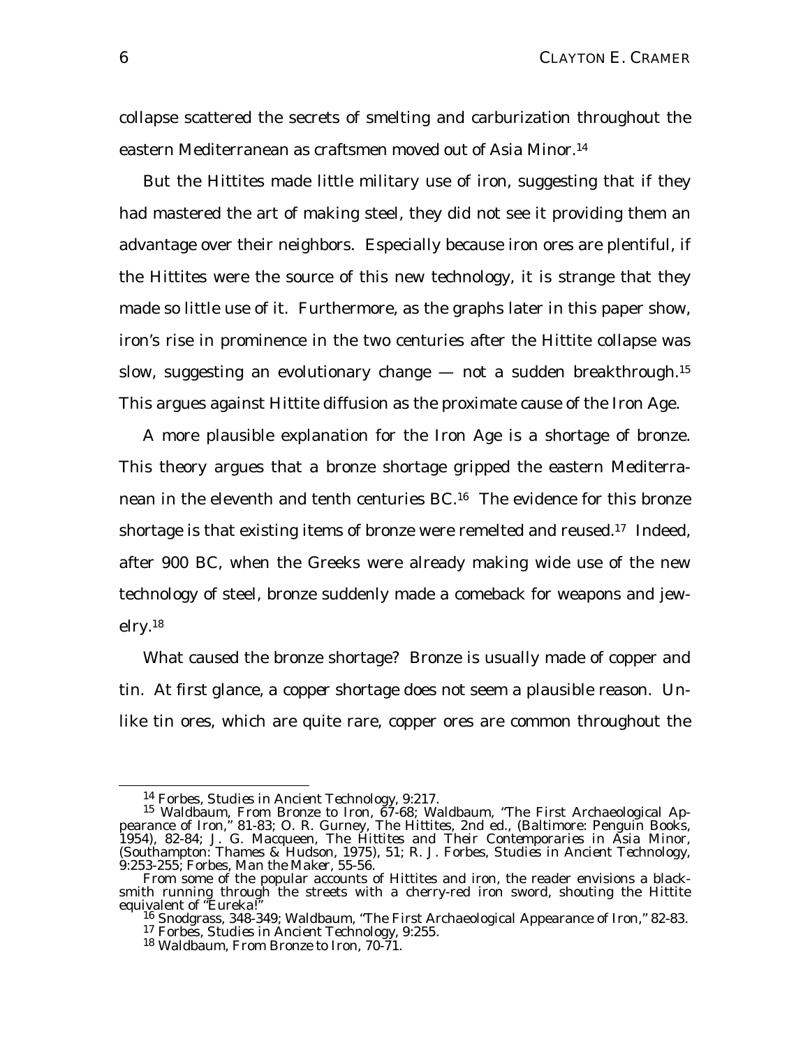collapse scattered the secrets of smelting and carburization throughout the eastern Mediterranean as craftsmen moved out of Asia Minor.[14]

But the Hittites made little military use of iron, suggesting that if they had mastered the art of making steel, they did not see it providing them an advantage over their neighbors. Especially because iron ores are plentiful, if the Hittites were the source of this new technology, it is strange that they made so little use of it. Furthermore, as the graphs later in this paper show, iron's rise in prominence in the two centuries after the Hittite collapse was slow, suggesting an evolutionary change — not a sudden breakthrough.[15] This argues against Hittite diffusion as the proximate cause of the Iron Age.

A more plausible explanation for the Iron Age is a shortage of bronze. This theory argues that a bronze shortage gripped the eastern Mediterranean in the eleventh and tenth centuries BC.[16] The evidence for this bronze shortage is that existing items of bronze were remelted and reused.[17] Indeed, after 900 BC, when the Greeks were already making wide use of the new technology of steel, bronze suddenly made a comeback for weapons and jewelry.[18]

What caused the bronze shortage? Bronze is usually made of copper and tin. At first glance, a copper shortage does not seem a plausible reason. Unlike tin ores, which are quite rare, copper ores are common throughout the

---

[14] Forbes, *Studies in Ancient Technology*, 9:217.

[15] Waldbaum, *From Bronze to Iron*, 67-68; Waldbaum, "The First Archaeological Appearance of Iron," 81-83; O. R. Gurney, *The Hittites*, 2nd ed., (Baltimore: Penguin Books, 1954), 82-84; J. G. Macqueen, *The Hittites and Their Contemporaries in Asia Minor*, (Southampton: Thames & Hudson, 1975), 51; R. J. Forbes, *Studies in Ancient Technology*, 9:253-255; Forbes, *Man the Maker*, 55-56.

From some of the popular accounts of Hittites and iron, the reader envisions a blacksmith running through the streets with a cherry-red iron sword, shouting the Hittite equivalent of "Eureka!"

[16] Snodgrass, 348-349; Waldbaum, "The First Archaeological Appearance of Iron," 82-83.

[17] Forbes, *Studies in Ancient Technology*, 9:255.

[18] Waldbaum, *From Bronze to Iron*, 70-71.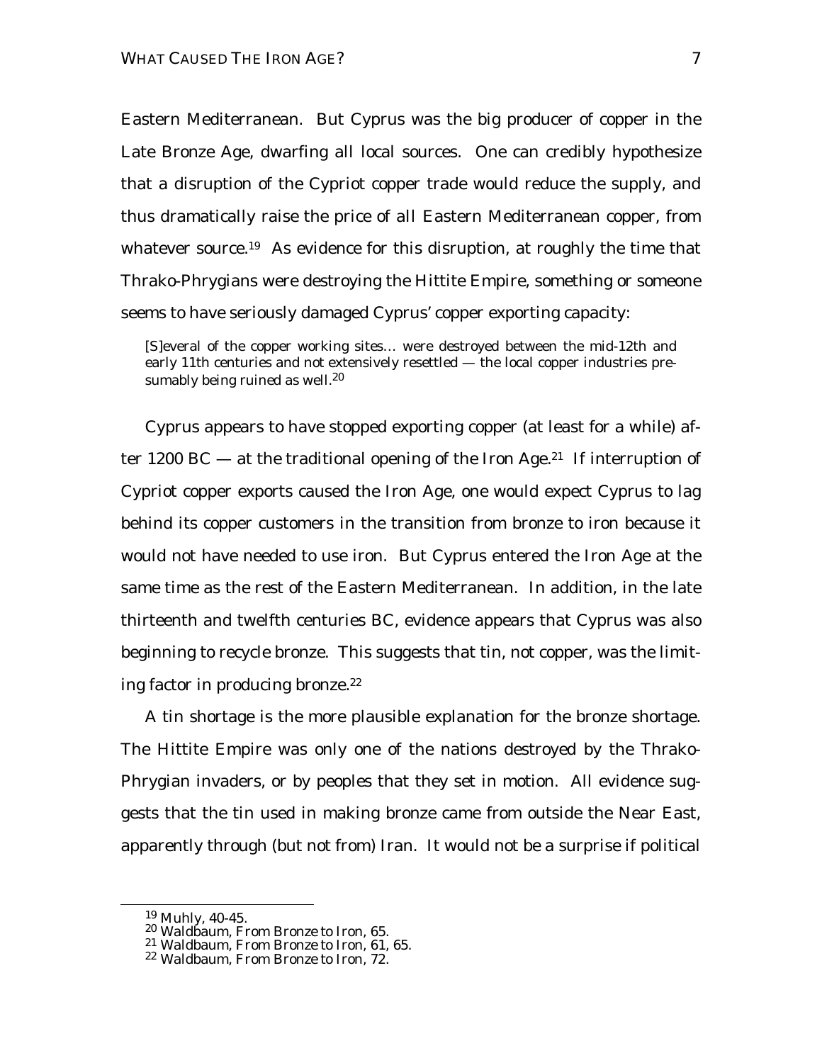Eastern Mediterranean. But Cyprus was the big producer of copper in the Late Bronze Age, dwarfing all local sources. One can credibly hypothesize that a disruption of the Cypriot copper trade would reduce the supply, and thus dramatically raise the price of all Eastern Mediterranean copper, from whatever source.[19] As evidence for this disruption, at roughly the time that Thrako-Phrygians were destroying the Hittite Empire, something or someone seems to have seriously damaged Cyprus' copper exporting capacity:

> [S]everal of the copper working sites… were destroyed between the mid-12th and early 11th centuries and not extensively resettled — the local copper industries presumably being ruined as well.[20]

Cyprus appears to have stopped exporting copper (at least for a while) after 1200 BC — at the traditional opening of the Iron Age.[21] If interruption of Cypriot copper exports caused the Iron Age, one would expect Cyprus to lag behind its copper customers in the transition from bronze to iron because it would not have needed to use iron. But Cyprus entered the Iron Age at the same time as the rest of the Eastern Mediterranean. In addition, in the late thirteenth and twelfth centuries BC, evidence appears that Cyprus was also beginning to recycle bronze. This suggests that tin, not copper, was the limiting factor in producing bronze.[22]

A tin shortage is the more plausible explanation for the bronze shortage. The Hittite Empire was only one of the nations destroyed by the Thrako-Phrygian invaders, or by peoples that they set in motion. All evidence suggests that the tin used in making bronze came from outside the Near East, apparently through (but not from) Iran. It would not be a surprise if political

---

[19] Muhly, 40-45.

[20] Waldbaum, From Bronze to Iron, 65.

[21] Waldbaum, From Bronze to Iron, 61, 65.

[22] Waldbaum, From Bronze to Iron, 72.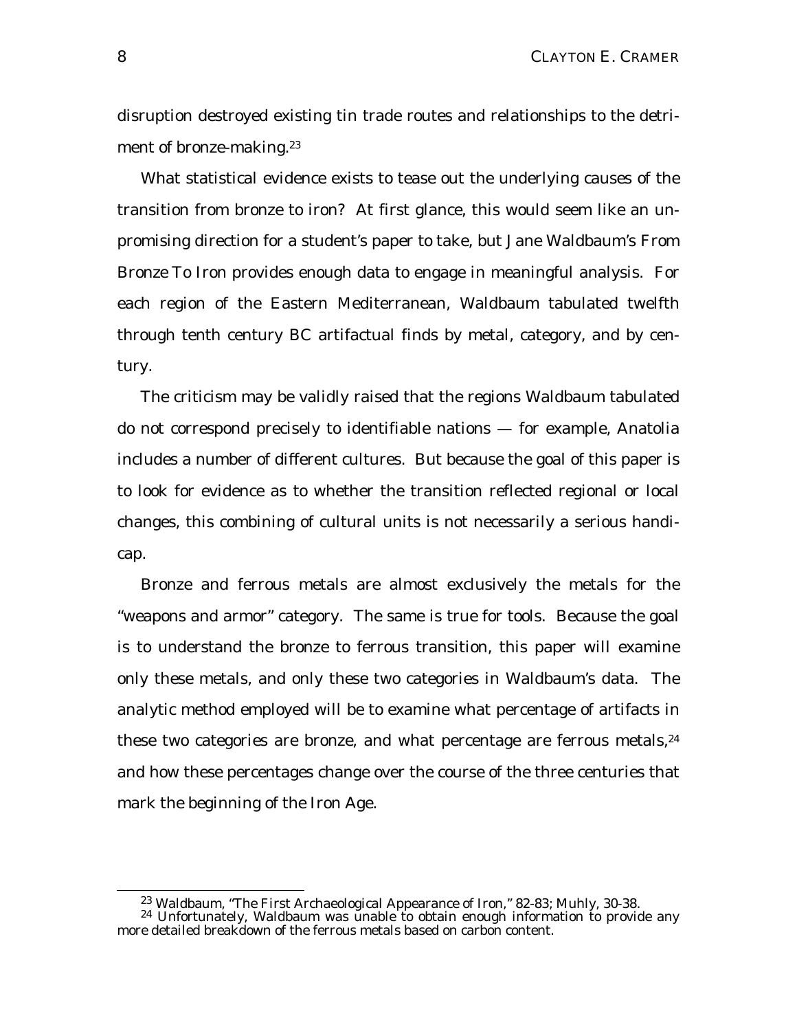disruption destroyed existing tin trade routes and relationships to the detriment of bronze-making.[23]

What statistical evidence exists to tease out the underlying causes of the transition from bronze to iron? At first glance, this would seem like an unpromising direction for a student's paper to take, but Jane Waldbaum's *From Bronze To Iron* provides enough data to engage in meaningful analysis. For each region of the Eastern Mediterranean, Waldbaum tabulated twelfth through tenth century BC artifactual finds by metal, category, and by century.

The criticism may be validly raised that the regions Waldbaum tabulated do not correspond precisely to identifiable nations — for example, Anatolia includes a number of different cultures. But because the goal of this paper is to look for evidence as to whether the transition reflected regional or local changes, this combining of cultural units is not necessarily a serious handicap.

Bronze and ferrous metals are almost exclusively the metals for the "weapons and armor" category. The same is true for tools. Because the goal is to understand the bronze to ferrous transition, this paper will examine only these metals, and only these two categories in Waldbaum's data. The analytic method employed will be to examine what percentage of artifacts in these two categories are bronze, and what percentage are ferrous metals,[24] and how these percentages change over the course of the three centuries that mark the beginning of the Iron Age.

---

[23] Waldbaum, "The First Archaeological Appearance of Iron," 82-83; Muhly, 30-38.

[24] Unfortunately, Waldbaum was unable to obtain enough information to provide any more detailed breakdown of the ferrous metals based on carbon content.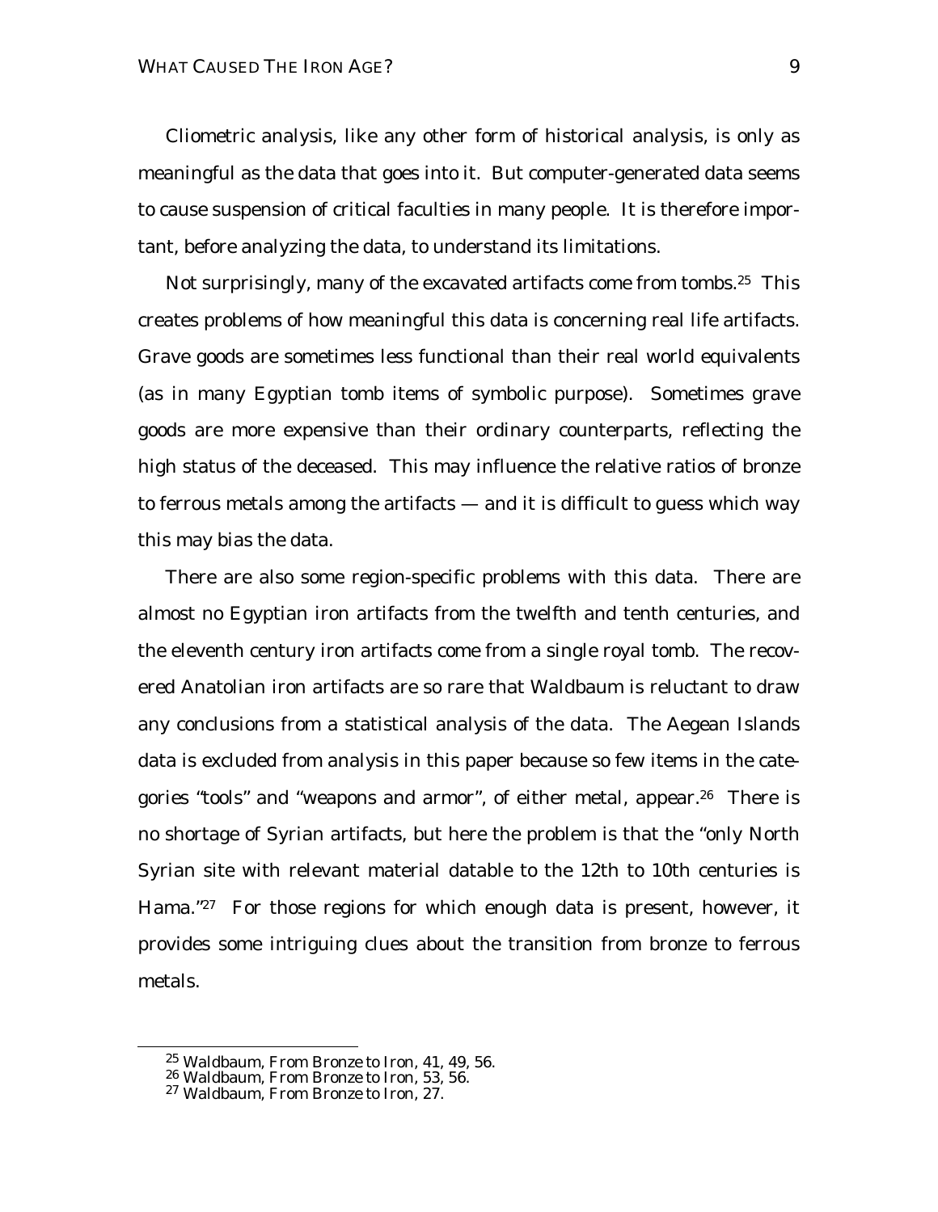Cliometric analysis, like any other form of historical analysis, is only as meaningful as the data that goes into it. But computer-generated data seems to cause suspension of critical faculties in many people. It is therefore important, before analyzing the data, to understand its limitations.

Not surprisingly, many of the excavated artifacts come from tombs.[25] This creates problems of how meaningful this data is concerning real life artifacts. Grave goods are sometimes less functional than their real world equivalents (as in many Egyptian tomb items of symbolic purpose). Sometimes grave goods are more expensive than their ordinary counterparts, reflecting the high status of the deceased. This may influence the relative ratios of bronze to ferrous metals among the artifacts — and it is difficult to guess which way this may bias the data.

There are also some region-specific problems with this data. There are almost no Egyptian iron artifacts from the twelfth and tenth centuries, and the eleventh century iron artifacts come from a single royal tomb. The recovered Anatolian iron artifacts are so rare that Waldbaum is reluctant to draw any conclusions from a statistical analysis of the data. The Aegean Islands data is excluded from analysis in this paper because so few items in the categories "tools" and "weapons and armor", of either metal, appear.[26] There is no shortage of Syrian artifacts, but here the problem is that the "only North Syrian site with relevant material datable to the 12th to 10th centuries is Hama."[27] For those regions for which enough data is present, however, it provides some intriguing clues about the transition from bronze to ferrous metals.

---

[25] Waldbaum, *From Bronze to Iron*, 41, 49, 56.

[26] Waldbaum, *From Bronze to Iron*, 53, 56.

[27] Waldbaum, *From Bronze to Iron*, 27.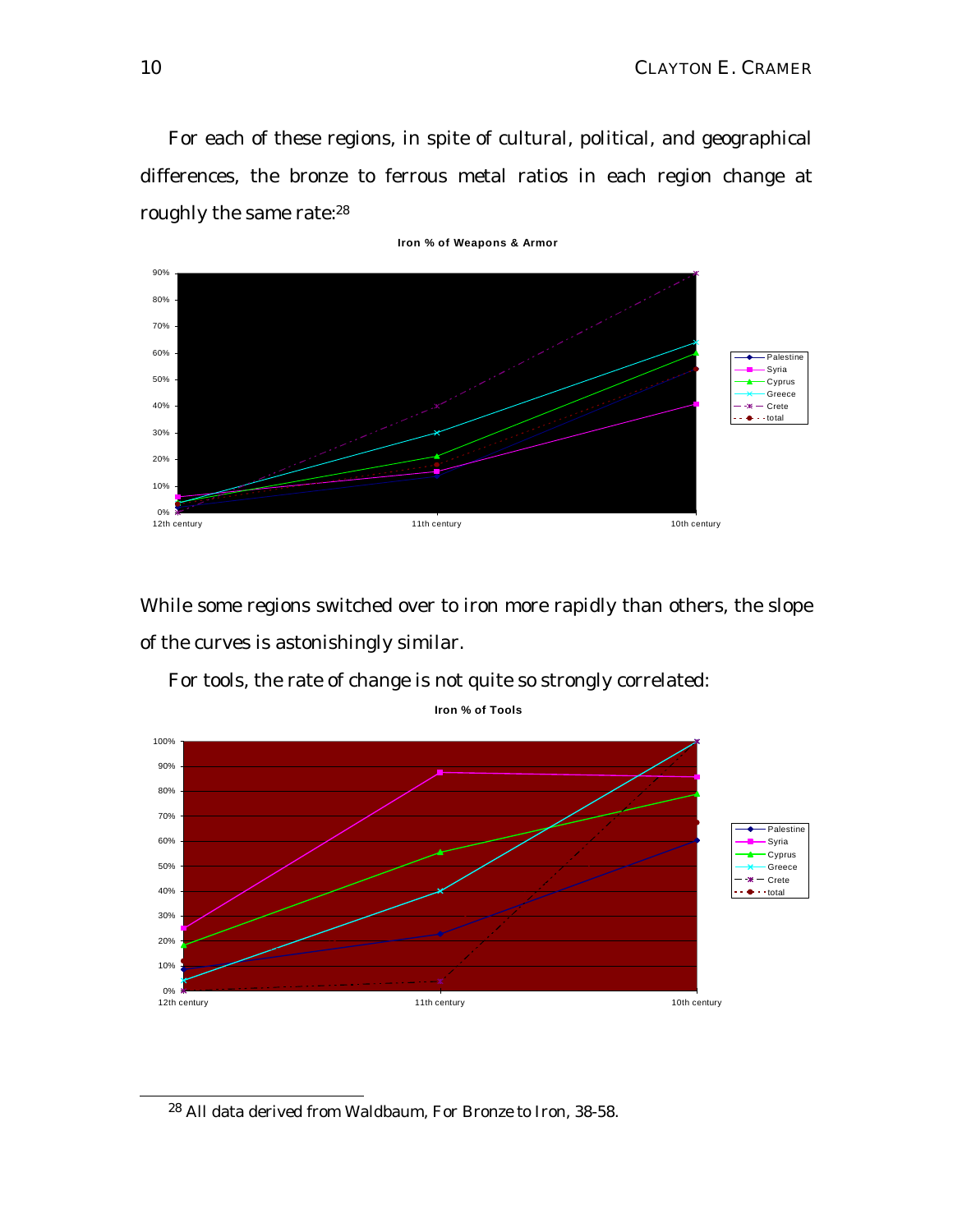For each of these regions, in spite of cultural, political, and geographical differences, the bronze to ferrous metal ratios in each region change at roughly the same rate:[28]

**Iron % of Weapons & Armor**

While some regions switched over to iron more rapidly than others, the slope of the curves is astonishingly similar.

For tools, the rate of change is not quite so strongly correlated:

**Iron % of Tools**

---

[28] All data derived from Waldbaum, *For Bronze to Iron*, 38-58.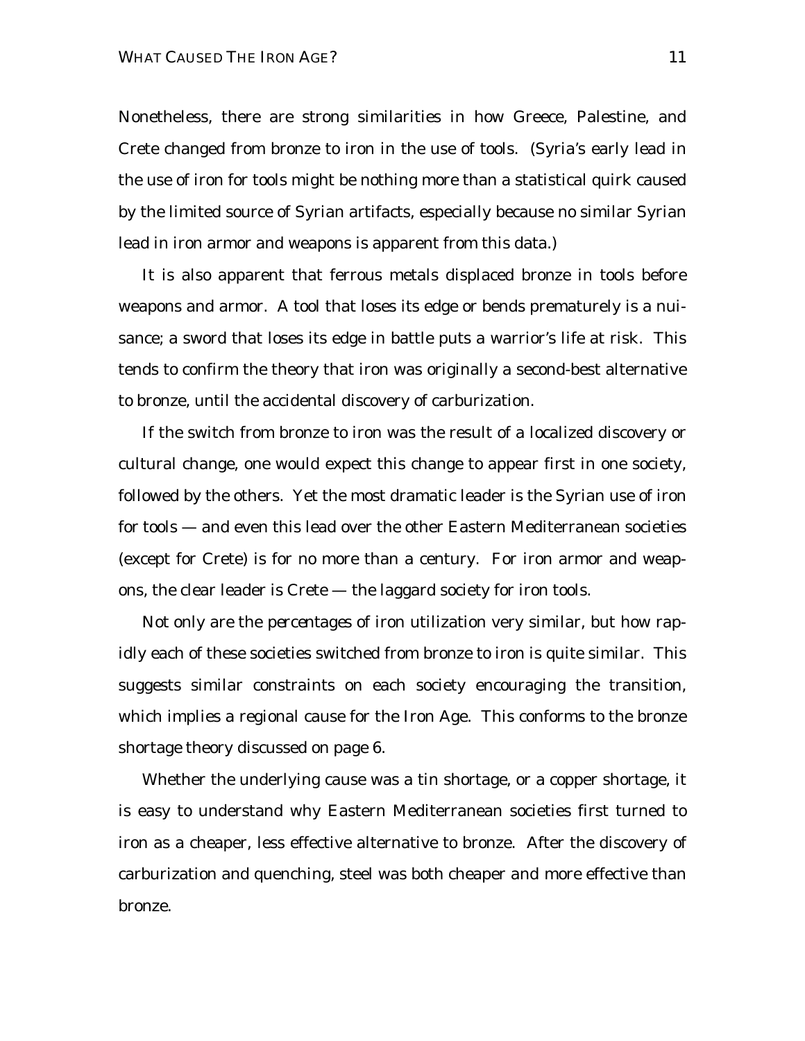Nonetheless, there are strong similarities in how Greece, Palestine, and Crete changed from bronze to iron in the use of tools. (Syria's early lead in the use of iron for tools might be nothing more than a statistical quirk caused by the limited source of Syrian artifacts, especially because no similar Syrian lead in iron armor and weapons is apparent from this data.)

It is also apparent that ferrous metals displaced bronze in tools before weapons and armor. A tool that loses its edge or bends prematurely is a nuisance; a sword that loses its edge in battle puts a warrior's life at risk. This tends to confirm the theory that iron was originally a second-best alternative to bronze, until the accidental discovery of carburization.

If the switch from bronze to iron was the result of a localized discovery or cultural change, one would expect this change to appear first in one society, followed by the others. Yet the most dramatic leader is the Syrian use of iron for tools — and even this lead over the other Eastern Mediterranean societies (except for Crete) is for no more than a century. For iron armor and weapons, the clear leader is Crete — the laggard society for iron tools.

Not only are the *percentages* of iron utilization very similar, but how rapidly each of these societies switched from bronze to iron is quite similar. This suggests similar constraints on each society encouraging the transition, which implies a regional cause for the Iron Age. This conforms to the bronze shortage theory discussed on page 6.

Whether the underlying cause was a tin shortage, or a copper shortage, it is easy to understand why Eastern Mediterranean societies first turned to iron as a cheaper, less effective alternative to bronze. After the discovery of carburization and quenching, steel was both cheaper and more effective than bronze.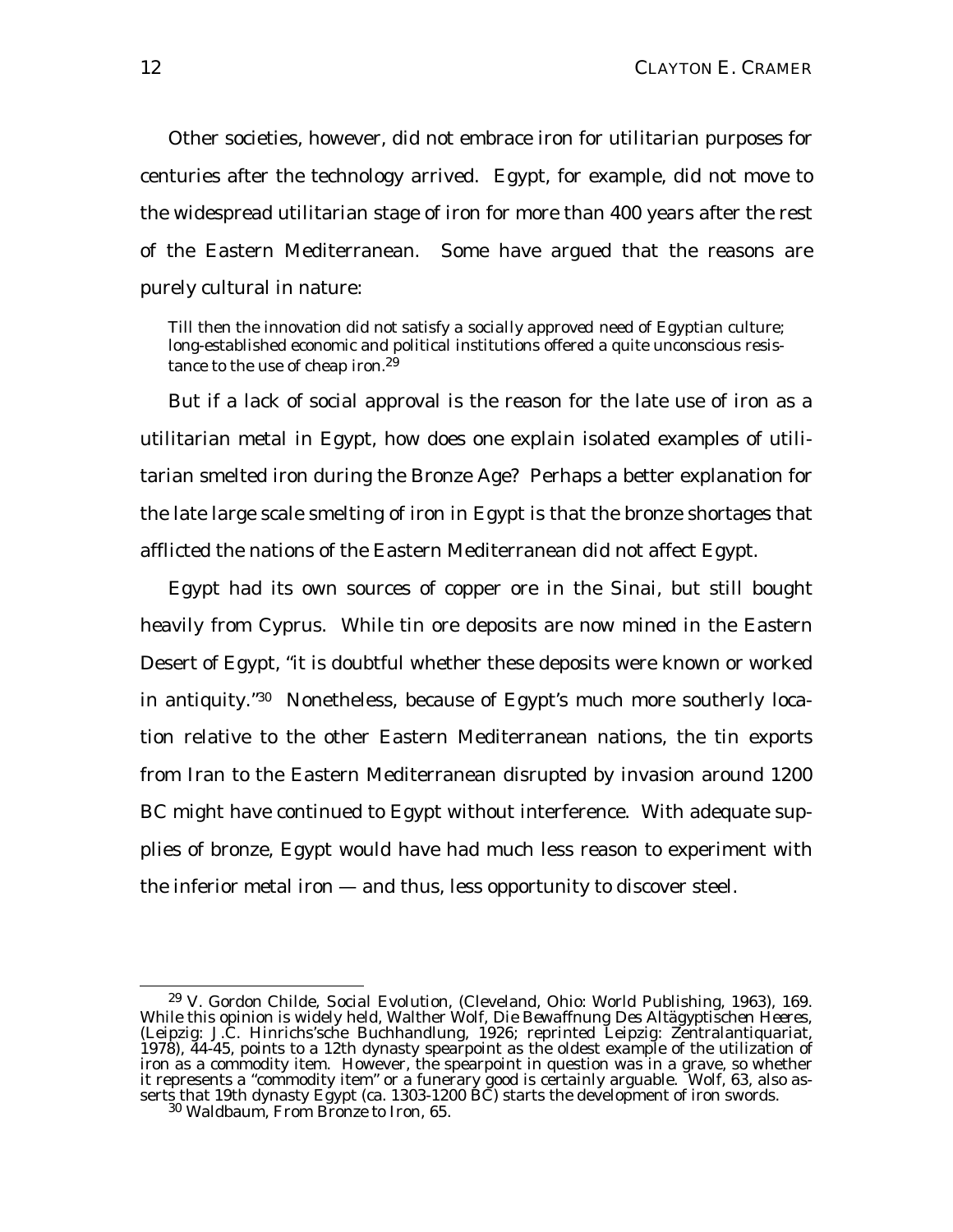Other societies, however, did not embrace iron for utilitarian purposes for centuries after the technology arrived. Egypt, for example, did not move to the widespread utilitarian stage of iron for more than 400 years after the rest of the Eastern Mediterranean. Some have argued that the reasons are purely cultural in nature:

> Till then the innovation did not satisfy a socially approved need of Egyptian culture; long-established economic and political institutions offered a quite unconscious resistance to the use of cheap iron.[29]

But if a lack of social approval is the reason for the late use of iron as a utilitarian metal in Egypt, how does one explain isolated examples of utilitarian smelted iron during the Bronze Age? Perhaps a better explanation for the late large scale smelting of iron in Egypt is that the bronze shortages that afflicted the nations of the Eastern Mediterranean did not affect Egypt.

Egypt had its own sources of copper ore in the Sinai, but still bought heavily from Cyprus. While tin ore deposits are now mined in the Eastern Desert of Egypt, "it is doubtful whether these deposits were known or worked in antiquity."[30] Nonetheless, because of Egypt's much more southerly location relative to the other Eastern Mediterranean nations, the tin exports from Iran to the Eastern Mediterranean disrupted by invasion around 1200 BC might have continued to Egypt without interference. With adequate supplies of bronze, Egypt would have had much less reason to experiment with the inferior metal iron — and thus, less opportunity to discover steel.

---

[29] V. Gordon Childe, *Social Evolution*, (Cleveland, Ohio: World Publishing, 1963), 169. While this opinion is widely held, Walther Wolf, *Die Bewaffnung Des Altägyptischen Heeres*, (Leipzig: J.C. Hinrichs'sche Buchhandlung, 1926; reprinted Leipzig: Zentralantiquariat, 1978), 44-45, points to a 12th dynasty spearpoint as the oldest example of the utilization of iron as a commodity item. However, the spearpoint in question was in a grave, so whether it represents a "commodity item" or a funerary good is certainly arguable. Wolf, 63, also asserts that 19th dynasty Egypt (ca. 1303-1200 BC) starts the development of iron swords.

[30] Waldbaum, *From Bronze to Iron*, 65.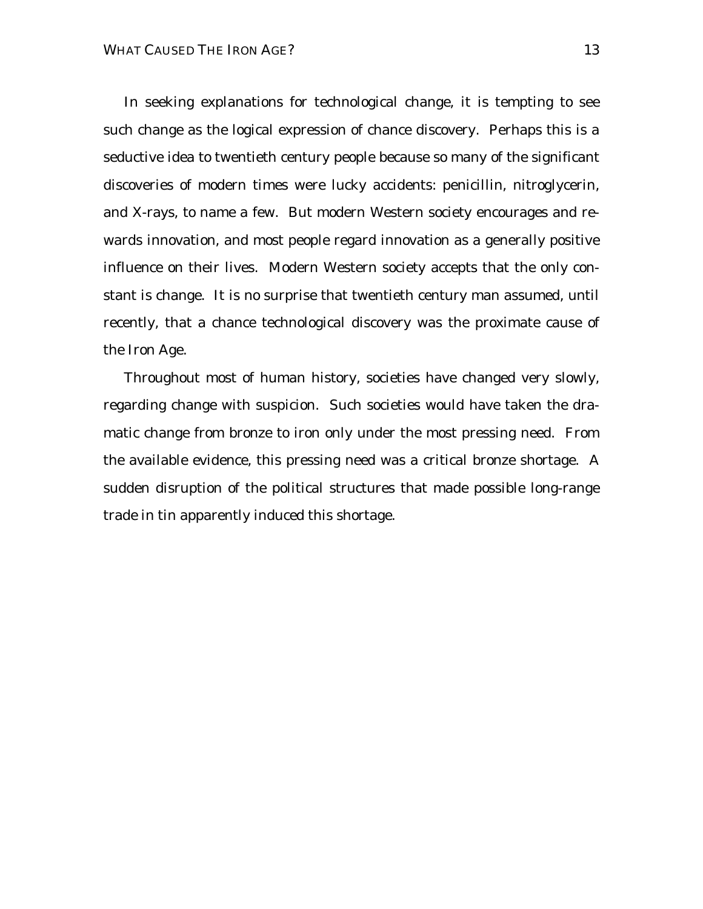In seeking explanations for technological change, it is tempting to see such change as the logical expression of chance discovery. Perhaps this is a seductive idea to twentieth century people because so many of the significant discoveries of modern times were lucky accidents: penicillin, nitroglycerin, and X-rays, to name a few. But modern Western society encourages and rewards innovation, and most people regard innovation as a generally positive influence on their lives. Modern Western society accepts that the only constant is change. It is no surprise that twentieth century man assumed, until recently, that a chance technological discovery was the proximate cause of the Iron Age.

Throughout most of human history, societies have changed very slowly, regarding change with suspicion. Such societies would have taken the dramatic change from bronze to iron only under the most pressing need. From the available evidence, this pressing need was a critical bronze shortage. A sudden disruption of the political structures that made possible long-range trade in tin apparently induced this shortage.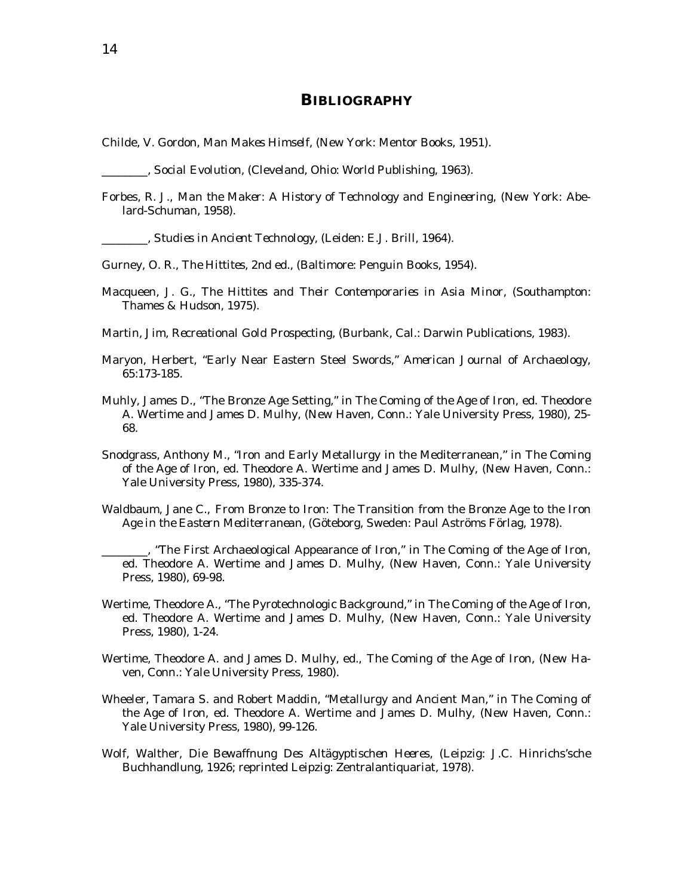## BIBLIOGRAPHY

Childe, V. Gordon, *Man Makes Himself*, (New York: Mentor Books, 1951).

________, *Social Evolution*, (Cleveland, Ohio: World Publishing, 1963).

Forbes, R. J., *Man the Maker: A History of Technology and Engineering*, (New York: Abelard-Schuman, 1958).

________, *Studies in Ancient Technology*, (Leiden: E.J. Brill, 1964).

Gurney, O. R., *The Hittites*, 2nd ed., (Baltimore: Penguin Books, 1954).

Macqueen, J. G., *The Hittites and Their Contemporaries in Asia Minor*, (Southampton: Thames & Hudson, 1975).

Martin, Jim, *Recreational Gold Prospecting*, (Burbank, Cal.: Darwin Publications, 1983).

Maryon, Herbert, "Early Near Eastern Steel Swords," *American Journal of Archaeology*, 65:173-185.

Muhly, James D., "The Bronze Age Setting," in *The Coming of the Age of Iron*, ed. Theodore A. Wertime and James D. Mulhy, (New Haven, Conn.: Yale University Press, 1980), 25-68.

Snodgrass, Anthony M., "Iron and Early Metallurgy in the Mediterranean," in *The Coming of the Age of Iron*, ed. Theodore A. Wertime and James D. Mulhy, (New Haven, Conn.: Yale University Press, 1980), 335-374.

Waldbaum, Jane C., *From Bronze to Iron: The Transition from the Bronze Age to the Iron Age in the Eastern Mediterranean*, (Göteborg, Sweden: Paul Aströms Förlag, 1978).

________, "The First Archaeological Appearance of Iron," in *The Coming of the Age of Iron*, ed. Theodore A. Wertime and James D. Mulhy, (New Haven, Conn.: Yale University Press, 1980), 69-98.

Wertime, Theodore A., "The Pyrotechnologic Background," in *The Coming of the Age of Iron*, ed. Theodore A. Wertime and James D. Mulhy, (New Haven, Conn.: Yale University Press, 1980), 1-24.

Wertime, Theodore A. and James D. Mulhy, ed., *The Coming of the Age of Iron*, (New Haven, Conn.: Yale University Press, 1980).

Wheeler, Tamara S. and Robert Maddin, "Metallurgy and Ancient Man," in *The Coming of the Age of Iron*, ed. Theodore A. Wertime and James D. Mulhy, (New Haven, Conn.: Yale University Press, 1980), 99-126.

Wolf, Walther, *Die Bewaffnung Des Altägyptischen Heeres*, (Leipzig: J.C. Hinrichs'sche Buchhandlung, 1926; reprinted Leipzig: Zentralantiquariat, 1978).